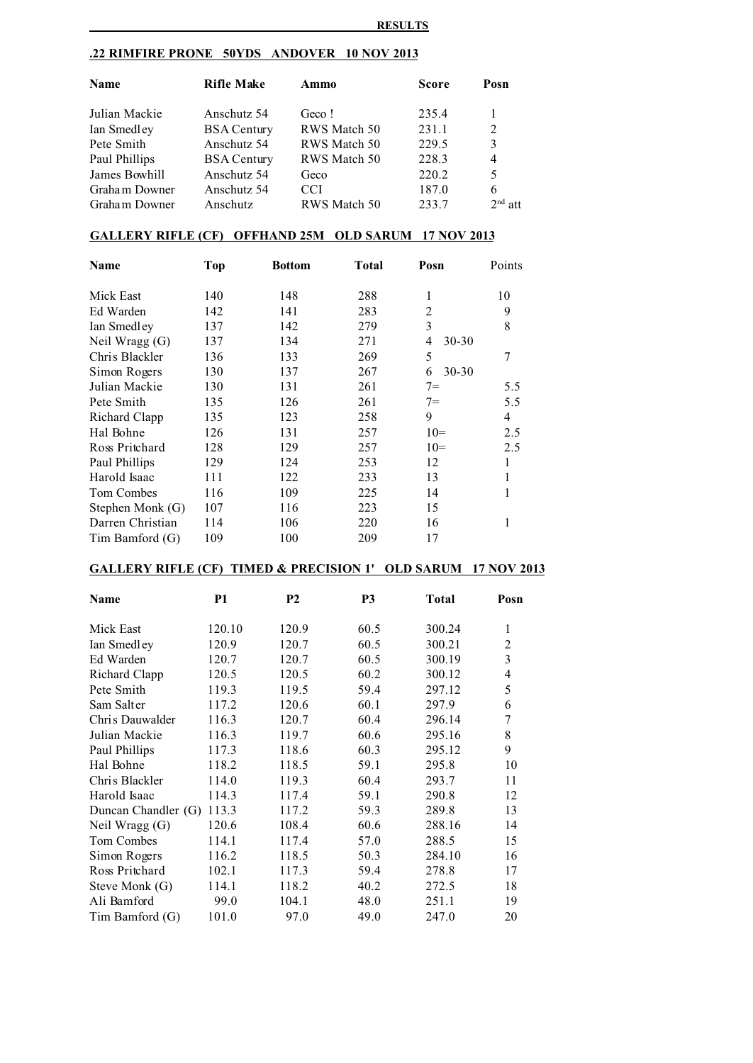## RESULTS

### .22 RIMFIRE PRONE 50YDS ANDOVER 10 NOV 2013

| Name | Rifle Make | Ammo | Score | Posn |
|---|---|---|---|---|
| Julian Mackie | Anschutz 54 | Geco ! | 235.4 | 1 |
| Ian Smedley | BSA Century | RWS Match 50 | 231.1 | 2 |
| Pete Smith | Anschutz 54 | RWS Match 50 | 229.5 | 3 |
| Paul Phillips | BSA Century | RWS Match 50 | 228.3 | 4 |
| James Bowhill | Anschutz 54 | Geco | 220.2 | 5 |
| Graham Downer | Anschutz 54 | CCI | 187.0 | 6 |
| Graham Downer | Anschutz | RWS Match 50 | 233.7 | 2nd att |

### GALLERY RIFLE (CF) OFFHAND 25M OLD SARUM 17 NOV 2013

| Name | Top | Bottom | Total | Posn | Points |
|---|---|---|---|---|---|
| Mick East | 140 | 148 | 288 | 1 | 10 |
| Ed Warden | 142 | 141 | 283 | 2 | 9 |
| Ian Smedley | 137 | 142 | 279 | 3 | 8 |
| Neil Wragg (G) | 137 | 134 | 271 | 4 30-30 | |
| Chris Blackler | 136 | 133 | 269 | 5 | 7 |
| Simon Rogers | 130 | 137 | 267 | 6 30-30 | |
| Julian Mackie | 130 | 131 | 261 | 7= | 5.5 |
| Pete Smith | 135 | 126 | 261 | 7= | 5.5 |
| Richard Clapp | 135 | 123 | 258 | 9 | 4 |
| Hal Bohne | 126 | 131 | 257 | 10= | 2.5 |
| Ross Pritchard | 128 | 129 | 257 | 10= | 2.5 |
| Paul Phillips | 129 | 124 | 253 | 12 | 1 |
| Harold Isaac | 111 | 122 | 233 | 13 | 1 |
| Tom Combes | 116 | 109 | 225 | 14 | 1 |
| Stephen Monk (G) | 107 | 116 | 223 | 15 | |
| Darren Christian | 114 | 106 | 220 | 16 | 1 |
| Tim Bamford (G) | 109 | 100 | 209 | 17 | |

### GALLERY RIFLE (CF) TIMED & PRECISION 1' OLD SARUM 17 NOV 2013

| Name | P1 | P2 | P3 | Total | Posn |
|---|---|---|---|---|---|
| Mick East | 120.10 | 120.9 | 60.5 | 300.24 | 1 |
| Ian Smedley | 120.9 | 120.7 | 60.5 | 300.21 | 2 |
| Ed Warden | 120.7 | 120.7 | 60.5 | 300.19 | 3 |
| Richard Clapp | 120.5 | 120.5 | 60.2 | 300.12 | 4 |
| Pete Smith | 119.3 | 119.5 | 59.4 | 297.12 | 5 |
| Sam Salter | 117.2 | 120.6 | 60.1 | 297.9 | 6 |
| Chris Dauwalder | 116.3 | 120.7 | 60.4 | 296.14 | 7 |
| Julian Mackie | 116.3 | 119.7 | 60.6 | 295.16 | 8 |
| Paul Phillips | 117.3 | 118.6 | 60.3 | 295.12 | 9 |
| Hal Bohne | 118.2 | 118.5 | 59.1 | 295.8 | 10 |
| Chris Blackler | 114.0 | 119.3 | 60.4 | 293.7 | 11 |
| Harold Isaac | 114.3 | 117.4 | 59.1 | 290.8 | 12 |
| Duncan Chandler (G) | 113.3 | 117.2 | 59.3 | 289.8 | 13 |
| Neil Wragg (G) | 120.6 | 108.4 | 60.6 | 288.16 | 14 |
| Tom Combes | 114.1 | 117.4 | 57.0 | 288.5 | 15 |
| Simon Rogers | 116.2 | 118.5 | 50.3 | 284.10 | 16 |
| Ross Pritchard | 102.1 | 117.3 | 59.4 | 278.8 | 17 |
| Steve Monk (G) | 114.1 | 118.2 | 40.2 | 272.5 | 18 |
| Ali Bamford | 99.0 | 104.1 | 48.0 | 251.1 | 19 |
| Tim Bamford (G) | 101.0 | 97.0 | 49.0 | 247.0 | 20 |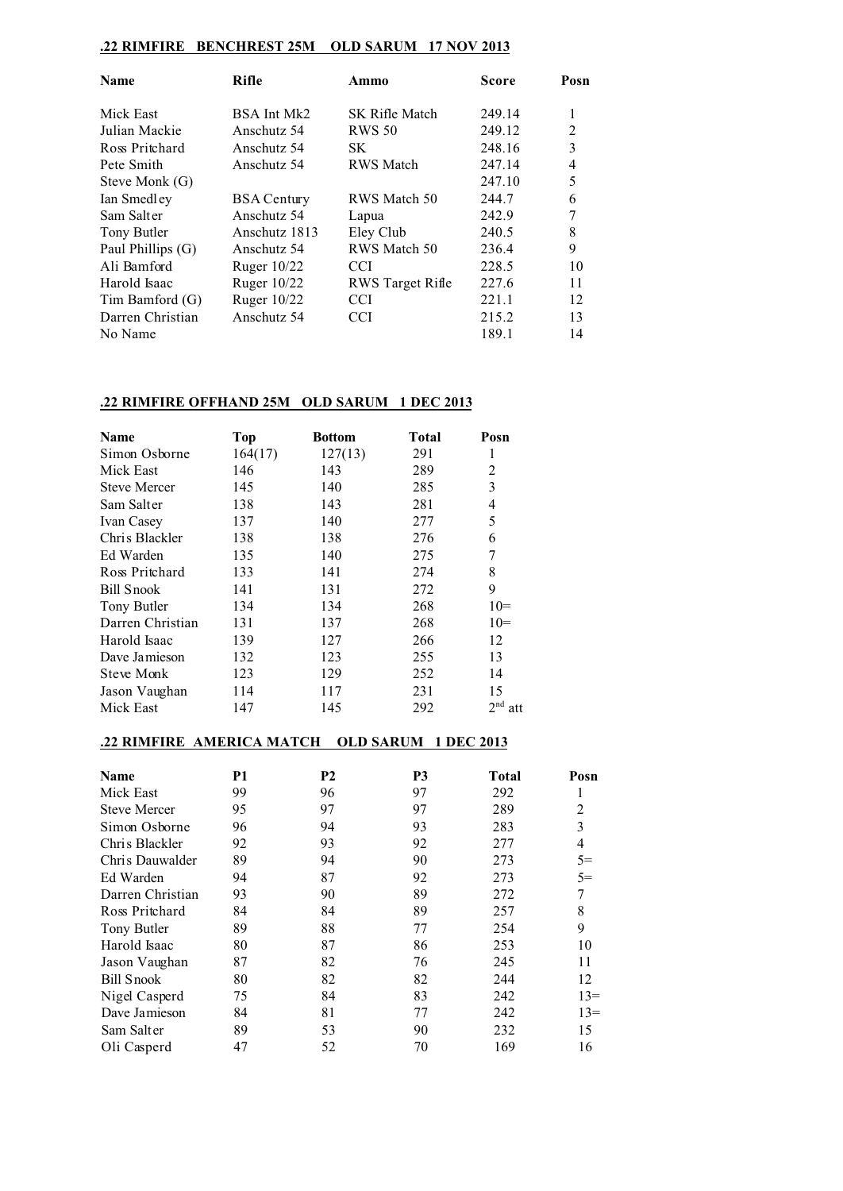**.22 RIMFIRE BENCHREST 25M OLD SARUM 17 NOV 2013**

| Name | Rifle | Ammo | Score | Posn |
|---|---|---|---|---|
| Mick East | BSA Int Mk2 | SK Rifle Match | 249.14 | 1 |
| Julian Mackie | Anschutz 54 | RWS 50 | 249.12 | 2 |
| Ross Pritchard | Anschutz 54 | SK | 248.16 | 3 |
| Pete Smith | Anschutz 54 | RWS Match | 247.14 | 4 |
| Steve Monk (G) | | | 247.10 | 5 |
| Ian Smedley | BSA Century | RWS Match 50 | 244.7 | 6 |
| Sam Salter | Anschutz 54 | Lapua | 242.9 | 7 |
| Tony Butler | Anschutz 1813 | Eley Club | 240.5 | 8 |
| Paul Phillips (G) | Anschutz 54 | RWS Match 50 | 236.4 | 9 |
| Ali Bamford | Ruger 10/22 | CCI | 228.5 | 10 |
| Harold Isaac | Ruger 10/22 | RWS Target Rifle | 227.6 | 11 |
| Tim Bamford (G) | Ruger 10/22 | CCI | 221.1 | 12 |
| Darren Christian | Anschutz 54 | CCI | 215.2 | 13 |
| No Name | | | 189.1 | 14 |

**.22 RIMFIRE OFFHAND 25M OLD SARUM 1 DEC 2013**

| Name | Top | Bottom | Total | Posn |
|---|---|---|---|---|
| Simon Osborne | 164(17) | 127(13) | 291 | 1 |
| Mick East | 146 | 143 | 289 | 2 |
| Steve Mercer | 145 | 140 | 285 | 3 |
| Sam Salter | 138 | 143 | 281 | 4 |
| Ivan Casey | 137 | 140 | 277 | 5 |
| Chris Blackler | 138 | 138 | 276 | 6 |
| Ed Warden | 135 | 140 | 275 | 7 |
| Ross Pritchard | 133 | 141 | 274 | 8 |
| Bill Snook | 141 | 131 | 272 | 9 |
| Tony Butler | 134 | 134 | 268 | 10= |
| Darren Christian | 131 | 137 | 268 | 10= |
| Harold Isaac | 139 | 127 | 266 | 12 |
| Dave Jamieson | 132 | 123 | 255 | 13 |
| Steve Monk | 123 | 129 | 252 | 14 |
| Jason Vaughan | 114 | 117 | 231 | 15 |
| Mick East | 147 | 145 | 292 | 2nd att |

**.22 RIMFIRE AMERICA MATCH OLD SARUM 1 DEC 2013**

| Name | P1 | P2 | P3 | Total | Posn |
|---|---|---|---|---|---|
| Mick East | 99 | 96 | 97 | 292 | 1 |
| Steve Mercer | 95 | 97 | 97 | 289 | 2 |
| Simon Osborne | 96 | 94 | 93 | 283 | 3 |
| Chris Blackler | 92 | 93 | 92 | 277 | 4 |
| Chris Dauwalder | 89 | 94 | 90 | 273 | 5= |
| Ed Warden | 94 | 87 | 92 | 273 | 5= |
| Darren Christian | 93 | 90 | 89 | 272 | 7 |
| Ross Pritchard | 84 | 84 | 89 | 257 | 8 |
| Tony Butler | 89 | 88 | 77 | 254 | 9 |
| Harold Isaac | 80 | 87 | 86 | 253 | 10 |
| Jason Vaughan | 87 | 82 | 76 | 245 | 11 |
| Bill Snook | 80 | 82 | 82 | 244 | 12 |
| Nigel Casperd | 75 | 84 | 83 | 242 | 13= |
| Dave Jamieson | 84 | 81 | 77 | 242 | 13= |
| Sam Salter | 89 | 53 | 90 | 232 | 15 |
| Oli Casperd | 47 | 52 | 70 | 169 | 16 |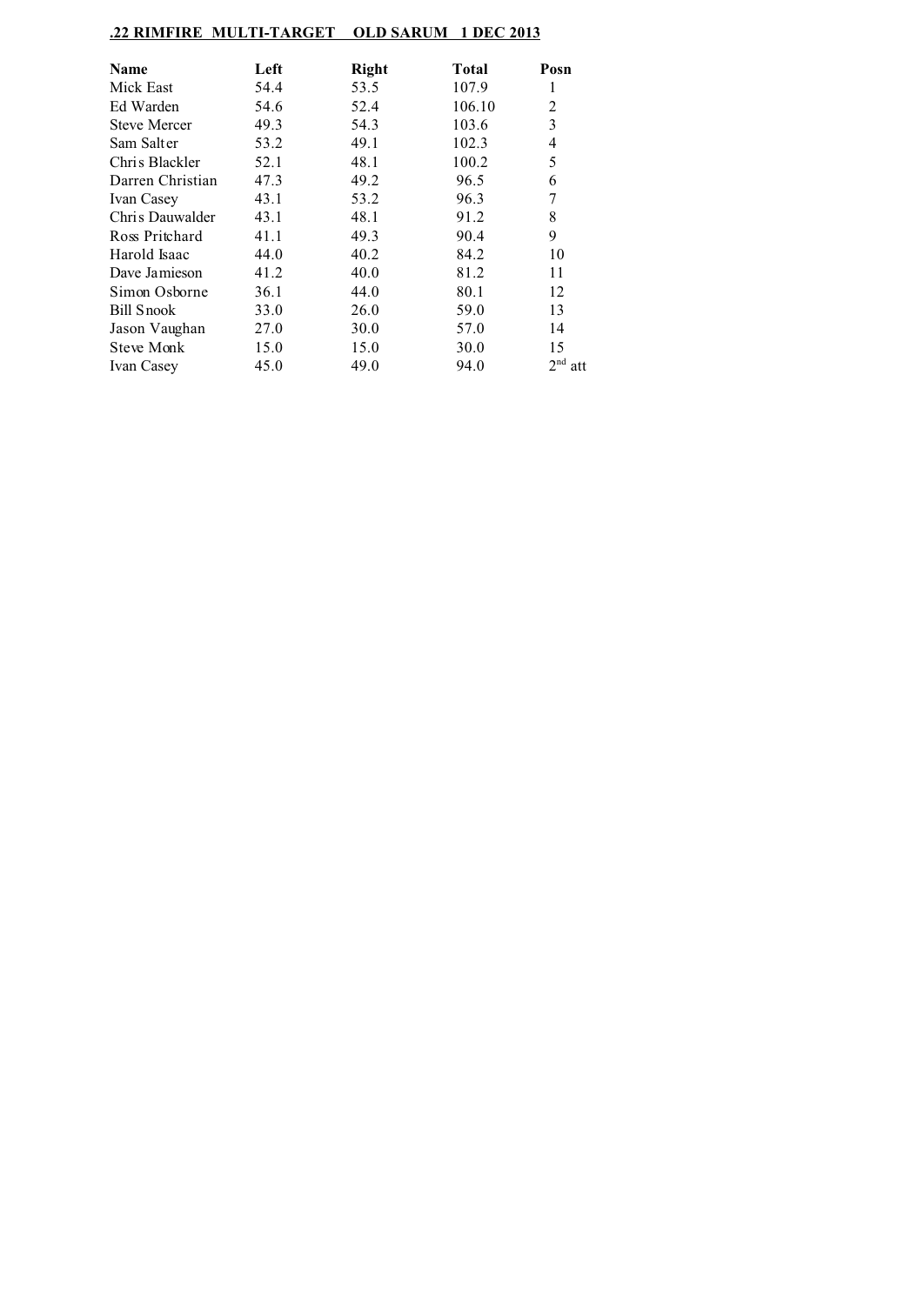**.22 RIMFIRE MULTI-TARGET OLD SARUM 1 DEC 2013**

| Name | Left | Right | Total | Posn |
|---|---|---|---|---|
| Mick East | 54.4 | 53.5 | 107.9 | 1 |
| Ed Warden | 54.6 | 52.4 | 106.10 | 2 |
| Steve Mercer | 49.3 | 54.3 | 103.6 | 3 |
| Sam Salter | 53.2 | 49.1 | 102.3 | 4 |
| Chris Blackler | 52.1 | 48.1 | 100.2 | 5 |
| Darren Christian | 47.3 | 49.2 | 96.5 | 6 |
| Ivan Casey | 43.1 | 53.2 | 96.3 | 7 |
| Chris Dauwalder | 43.1 | 48.1 | 91.2 | 8 |
| Ross Pritchard | 41.1 | 49.3 | 90.4 | 9 |
| Harold Isaac | 44.0 | 40.2 | 84.2 | 10 |
| Dave Jamieson | 41.2 | 40.0 | 81.2 | 11 |
| Simon Osborne | 36.1 | 44.0 | 80.1 | 12 |
| Bill Snook | 33.0 | 26.0 | 59.0 | 13 |
| Jason Vaughan | 27.0 | 30.0 | 57.0 | 14 |
| Steve Monk | 15.0 | 15.0 | 30.0 | 15 |
| Ivan Casey | 45.0 | 49.0 | 94.0 | 2nd att |